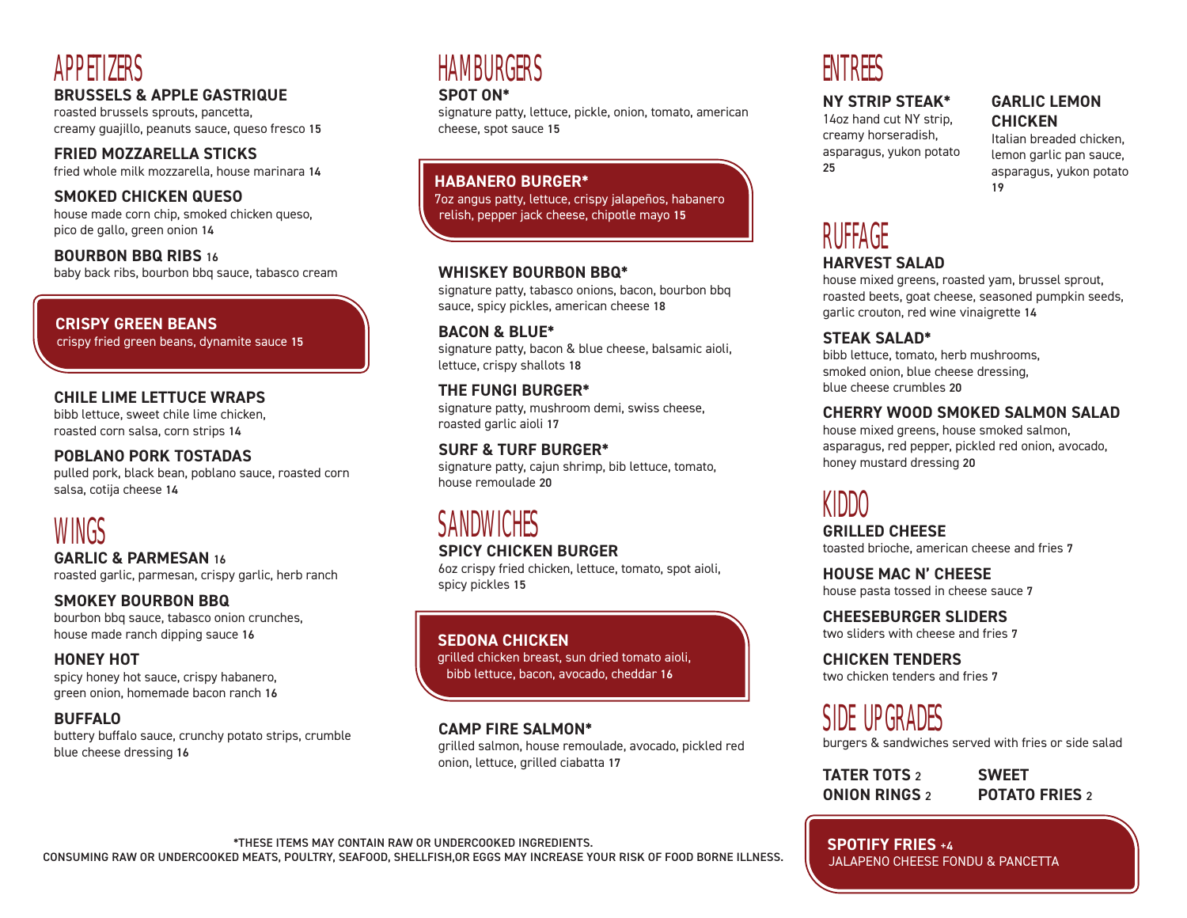# APPETIZERS

**BRUSSELS & APPLE GASTRIQUE**
roasted brussels sprouts, pancetta, creamy guajillo, peanuts sauce, queso fresco **15**

**FRIED MOZZARELLA STICKS**
fried whole milk mozzarella, house marinara **14**

**SMOKED CHICKEN QUESO**
house made corn chip, smoked chicken queso, pico de gallo, green onion **14**

**BOURBON BBQ RIBS 16**
baby back ribs, bourbon bbq sauce, tabasco cream

**CRISPY GREEN BEANS**
crispy fried green beans, dynamite sauce **15**

**CHILE LIME LETTUCE WRAPS**
bibb lettuce, sweet chile lime chicken, roasted corn salsa, corn strips **14**

**POBLANO PORK TOSTADAS**
pulled pork, black bean, poblano sauce, roasted corn salsa, cotija cheese **14**

# WINGS

**GARLIC & PARMESAN 16**
roasted garlic, parmesan, crispy garlic, herb ranch

**SMOKEY BOURBON BBQ**
bourbon bbq sauce, tabasco onion crunches, house made ranch dipping sauce **16**

**HONEY HOT**
spicy honey hot sauce, crispy habanero, green onion, homemade bacon ranch **16**

**BUFFALO**
buttery buffalo sauce, crunchy potato strips, crumble blue cheese dressing **16**

# HAMBURGERS

**SPOT ON***
signature patty, lettuce, pickle, onion, tomato, american cheese, spot sauce **15**

**HABANERO BURGER***
7oz angus patty, lettuce, crispy jalapeños, habanero relish, pepper jack cheese, chipotle mayo **15**

**WHISKEY BOURBON BBQ***
signature patty, tabasco onions, bacon, bourbon bbq sauce, spicy pickles, american cheese **18**

**BACON & BLUE***
signature patty, bacon & blue cheese, balsamic aioli, lettuce, crispy shallots **18**

**THE FUNGI BURGER***
signature patty, mushroom demi, swiss cheese, roasted garlic aioli **17**

**SURF & TURF BURGER***
signature patty, cajun shrimp, bib lettuce, tomato, house remoulade **20**

# SANDWICHES

**SPICY CHICKEN BURGER**
6oz crispy fried chicken, lettuce, tomato, spot aioli, spicy pickles **15**

**SEDONA CHICKEN**
grilled chicken breast, sun dried tomato aioli, bibb lettuce, bacon, avocado, cheddar **16**

**CAMP FIRE SALMON***
grilled salmon, house remoulade, avocado, pickled red onion, lettuce, grilled ciabatta **17**

# ENTREES

**NY STRIP STEAK***
14oz hand cut NY strip, creamy horseradish, asparagus, yukon potato **25**

**GARLIC LEMON CHICKEN**
Italian breaded chicken, lemon garlic pan sauce, asparagus, yukon potato **19**

# RUFFAGE

**HARVEST SALAD**
house mixed greens, roasted yam, brussel sprout, roasted beets, goat cheese, seasoned pumpkin seeds, garlic crouton, red wine vinaigrette **14**

**STEAK SALAD***
bibb lettuce, tomato, herb mushrooms, smoked onion, blue cheese dressing, blue cheese crumbles **20**

**CHERRY WOOD SMOKED SALMON SALAD**
house mixed greens, house smoked salmon, asparagus, red pepper, pickled red onion, avocado, honey mustard dressing **20**

# KIDDO

**GRILLED CHEESE**
toasted brioche, american cheese and fries **7**

**HOUSE MAC N' CHEESE**
house pasta tossed in cheese sauce **7**

**CHEESEBURGER SLIDERS**
two sliders with cheese and fries **7**

**CHICKEN TENDERS**
two chicken tenders and fries **7**

# SIDE UPGRADES

burgers & sandwiches served with fries or side salad

**TATER TOTS 2**
**ONION RINGS 2**
**SWEET POTATO FRIES 2**

**SPOTIFY FRIES +4**
JALAPENO CHEESE FONDU & PANCETTA

*THESE ITEMS MAY CONTAIN RAW OR UNDERCOOKED INGREDIENTS.
CONSUMING RAW OR UNDERCOOKED MEATS, POULTRY, SEAFOOD, SHELLFISH,OR EGGS MAY INCREASE YOUR RISK OF FOOD BORNE ILLNESS.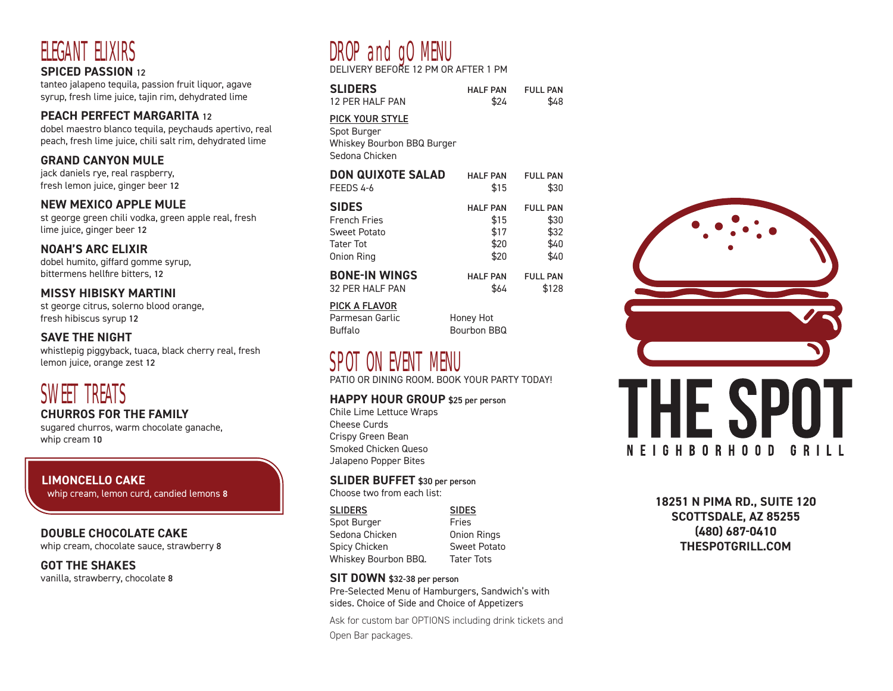# ELEGANT ELIXIRS

**SPICED PASSION** 12
tanteo jalapeno tequila, passion fruit liquor, agave syrup, fresh lime juice, tajin rim, dehydrated lime

**PEACH PERFECT MARGARITA** 12
dobel maestro blanco tequila, peychauds apertivo, real peach, fresh lime juice, chili salt rim, dehydrated lime

**GRAND CANYON MULE**
jack daniels rye, real raspberry, fresh lemon juice, ginger beer 12

**NEW MEXICO APPLE MULE**
st george green chili vodka, green apple real, fresh lime juice, ginger beer 12

**NOAH'S ARC ELIXIR**
dobel humito, giffard gomme syrup, bittermens hellfire bitters, 12

**MISSY HIBISKY MARTINI**
st george citrus, solerno blood orange, fresh hibiscus syrup 12

**SAVE THE NIGHT**
whistlepig piggyback, tuaca, black cherry real, fresh lemon juice, orange zest 12

# SWEET TREATS

**CHURROS FOR THE FAMILY**
sugared churros, warm chocolate ganache, whip cream 10

**LIMONCELLO CAKE**
whip cream, lemon curd, candied lemons 8

**DOUBLE CHOCOLATE CAKE**
whip cream, chocolate sauce, strawberry 8

**GOT THE SHAKES**
vanilla, strawberry, chocolate 8

# DROP and gO MENU

DELIVERY BEFORE 12 PM OR AFTER 1 PM

| | HALF PAN | FULL PAN |
|---|---|---|
| **SLIDERS** 12 PER HALF PAN | $24 | $48 |

PICK YOUR STYLE
- Spot Burger
- Whiskey Bourbon BBQ Burger
- Sedona Chicken

| | HALF PAN | FULL PAN |
|---|---|---|
| **DON QUIXOTE SALAD** FEEDS 4-6 | $15 | $30 |

| **SIDES** | HALF PAN | FULL PAN |
|---|---|---|
| French Fries | $15 | $30 |
| Sweet Potato | $17 | $32 |
| Tater Tot | $20 | $40 |
| Onion Ring | $20 | $40 |

| | HALF PAN | FULL PAN |
|---|---|---|
| **BONE-IN WINGS** 32 PER HALF PAN | $64 | $128 |

PICK A FLAVOR
- Parmesan Garlic
- Buffalo
- Honey Hot
- Bourbon BBQ

# SPOT ON EVENT MENU

PATIO OR DINING ROOM. BOOK YOUR PARTY TODAY!

**HAPPY HOUR GROUP** $25 per person
- Chile Lime Lettuce Wraps
- Cheese Curds
- Crispy Green Bean
- Smoked Chicken Queso
- Jalapeno Popper Bites

**SLIDER BUFFET** $30 per person
Choose two from each list:

| SLIDERS | SIDES |
|---|---|
| Spot Burger | Fries |
| Sedona Chicken | Onion Rings |
| Spicy Chicken | Sweet Potato |
| Whiskey Bourbon BBQ. | Tater Tots |

**SIT DOWN** $32-38 per person
Pre-Selected Menu of Hamburgers, Sandwich's with sides. Choice of Side and Choice of Appetizers

Ask for custom bar OPTIONS including drink tickets and Open Bar packages.

# THE SPOT
NEIGHBORHOOD GRILL

**18251 N PIMA RD., SUITE 120**
**SCOTTSDALE, AZ 85255**
**(480) 687-0410**
**THESPOTGRILL.COM**